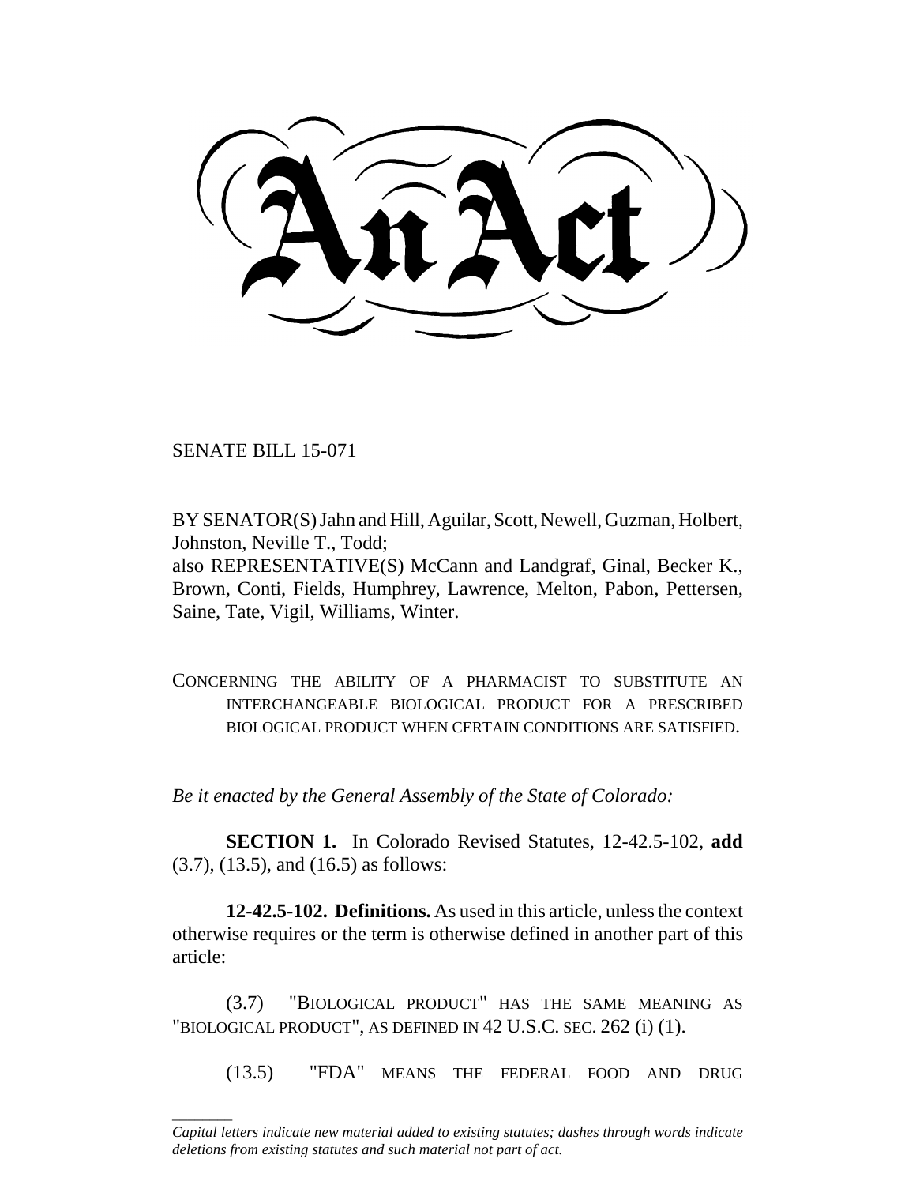# An Act

SENATE BILL 15-071

BY SENATOR(S) Jahn and Hill, Aguilar, Scott, Newell, Guzman, Holbert, Johnston, Neville T., Todd;
also REPRESENTATIVE(S) McCann and Landgraf, Ginal, Becker K., Brown, Conti, Fields, Humphrey, Lawrence, Melton, Pabon, Pettersen, Saine, Tate, Vigil, Williams, Winter.

CONCERNING THE ABILITY OF A PHARMACIST TO SUBSTITUTE AN INTERCHANGEABLE BIOLOGICAL PRODUCT FOR A PRESCRIBED BIOLOGICAL PRODUCT WHEN CERTAIN CONDITIONS ARE SATISFIED.

*Be it enacted by the General Assembly of the State of Colorado:*

**SECTION 1.** In Colorado Revised Statutes, 12-42.5-102, **add** (3.7), (13.5), and (16.5) as follows:

**12-42.5-102. Definitions.** As used in this article, unless the context otherwise requires or the term is otherwise defined in another part of this article:

(3.7) "BIOLOGICAL PRODUCT" HAS THE SAME MEANING AS "BIOLOGICAL PRODUCT", AS DEFINED IN 42 U.S.C. SEC. 262 (i) (1).

(13.5) "FDA" MEANS THE FEDERAL FOOD AND DRUG

---

*Capital letters indicate new material added to existing statutes; dashes through words indicate deletions from existing statutes and such material not part of act.*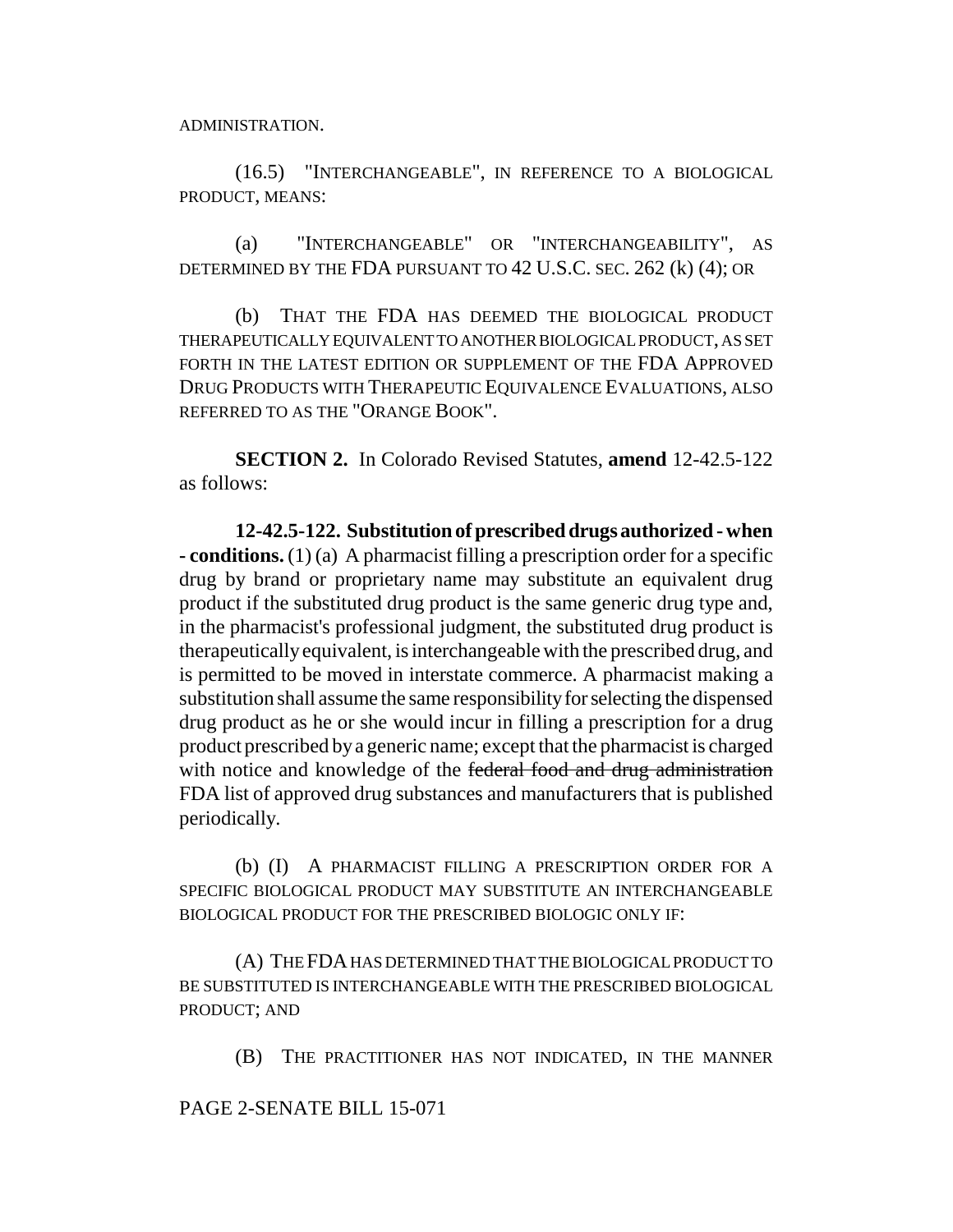ADMINISTRATION.

(16.5) "INTERCHANGEABLE", IN REFERENCE TO A BIOLOGICAL PRODUCT, MEANS:

(a) "INTERCHANGEABLE" OR "INTERCHANGEABILITY", AS DETERMINED BY THE FDA PURSUANT TO 42 U.S.C. SEC. 262 (k) (4); OR

(b) THAT THE FDA HAS DEEMED THE BIOLOGICAL PRODUCT THERAPEUTICALLY EQUIVALENT TO ANOTHER BIOLOGICAL PRODUCT, AS SET FORTH IN THE LATEST EDITION OR SUPPLEMENT OF THE FDA APPROVED DRUG PRODUCTS WITH THERAPEUTIC EQUIVALENCE EVALUATIONS, ALSO REFERRED TO AS THE "ORANGE BOOK".

**SECTION 2.** In Colorado Revised Statutes, **amend** 12-42.5-122 as follows:

**12-42.5-122. Substitution of prescribed drugs authorized - when - conditions.** (1) (a) A pharmacist filling a prescription order for a specific drug by brand or proprietary name may substitute an equivalent drug product if the substituted drug product is the same generic drug type and, in the pharmacist's professional judgment, the substituted drug product is therapeutically equivalent, is interchangeable with the prescribed drug, and is permitted to be moved in interstate commerce. A pharmacist making a substitution shall assume the same responsibility for selecting the dispensed drug product as he or she would incur in filling a prescription for a drug product prescribed by a generic name; except that the pharmacist is charged with notice and knowledge of the ~~federal food and drug administration~~ FDA list of approved drug substances and manufacturers that is published periodically.

(b) (I) A PHARMACIST FILLING A PRESCRIPTION ORDER FOR A SPECIFIC BIOLOGICAL PRODUCT MAY SUBSTITUTE AN INTERCHANGEABLE BIOLOGICAL PRODUCT FOR THE PRESCRIBED BIOLOGIC ONLY IF:

(A) THE FDA HAS DETERMINED THAT THE BIOLOGICAL PRODUCT TO BE SUBSTITUTED IS INTERCHANGEABLE WITH THE PRESCRIBED BIOLOGICAL PRODUCT; AND

(B) THE PRACTITIONER HAS NOT INDICATED, IN THE MANNER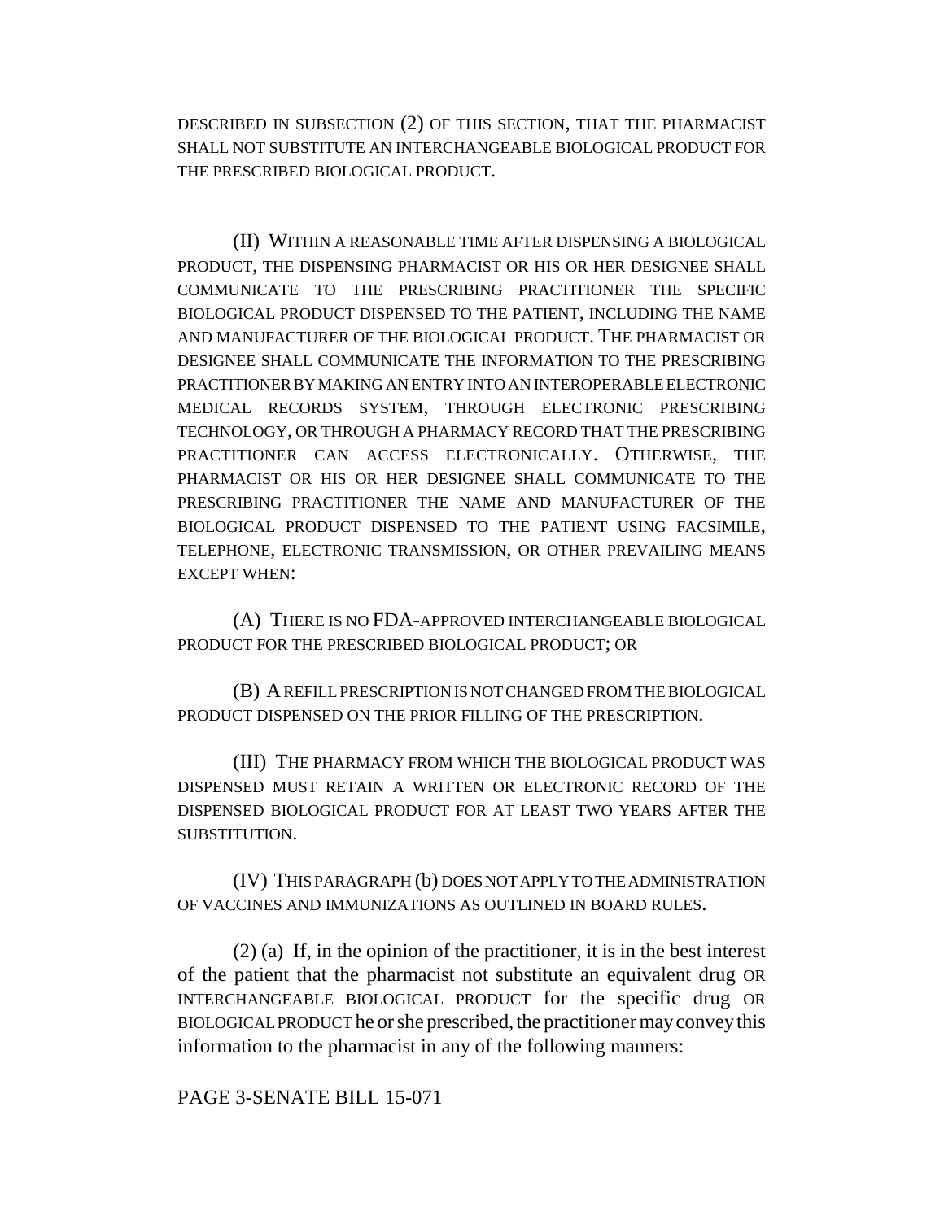DESCRIBED IN SUBSECTION (2) OF THIS SECTION, THAT THE PHARMACIST SHALL NOT SUBSTITUTE AN INTERCHANGEABLE BIOLOGICAL PRODUCT FOR THE PRESCRIBED BIOLOGICAL PRODUCT.

(II) WITHIN A REASONABLE TIME AFTER DISPENSING A BIOLOGICAL PRODUCT, THE DISPENSING PHARMACIST OR HIS OR HER DESIGNEE SHALL COMMUNICATE TO THE PRESCRIBING PRACTITIONER THE SPECIFIC BIOLOGICAL PRODUCT DISPENSED TO THE PATIENT, INCLUDING THE NAME AND MANUFACTURER OF THE BIOLOGICAL PRODUCT. THE PHARMACIST OR DESIGNEE SHALL COMMUNICATE THE INFORMATION TO THE PRESCRIBING PRACTITIONER BY MAKING AN ENTRY INTO AN INTEROPERABLE ELECTRONIC MEDICAL RECORDS SYSTEM, THROUGH ELECTRONIC PRESCRIBING TECHNOLOGY, OR THROUGH A PHARMACY RECORD THAT THE PRESCRIBING PRACTITIONER CAN ACCESS ELECTRONICALLY. OTHERWISE, THE PHARMACIST OR HIS OR HER DESIGNEE SHALL COMMUNICATE TO THE PRESCRIBING PRACTITIONER THE NAME AND MANUFACTURER OF THE BIOLOGICAL PRODUCT DISPENSED TO THE PATIENT USING FACSIMILE, TELEPHONE, ELECTRONIC TRANSMISSION, OR OTHER PREVAILING MEANS EXCEPT WHEN:

(A) THERE IS NO FDA-APPROVED INTERCHANGEABLE BIOLOGICAL PRODUCT FOR THE PRESCRIBED BIOLOGICAL PRODUCT; OR

(B) A REFILL PRESCRIPTION IS NOT CHANGED FROM THE BIOLOGICAL PRODUCT DISPENSED ON THE PRIOR FILLING OF THE PRESCRIPTION.

(III) THE PHARMACY FROM WHICH THE BIOLOGICAL PRODUCT WAS DISPENSED MUST RETAIN A WRITTEN OR ELECTRONIC RECORD OF THE DISPENSED BIOLOGICAL PRODUCT FOR AT LEAST TWO YEARS AFTER THE SUBSTITUTION.

(IV) THIS PARAGRAPH (b) DOES NOT APPLY TO THE ADMINISTRATION OF VACCINES AND IMMUNIZATIONS AS OUTLINED IN BOARD RULES.

(2) (a) If, in the opinion of the practitioner, it is in the best interest of the patient that the pharmacist not substitute an equivalent drug OR INTERCHANGEABLE BIOLOGICAL PRODUCT for the specific drug OR BIOLOGICAL PRODUCT he or she prescribed, the practitioner may convey this information to the pharmacist in any of the following manners:

PAGE 3-SENATE BILL 15-071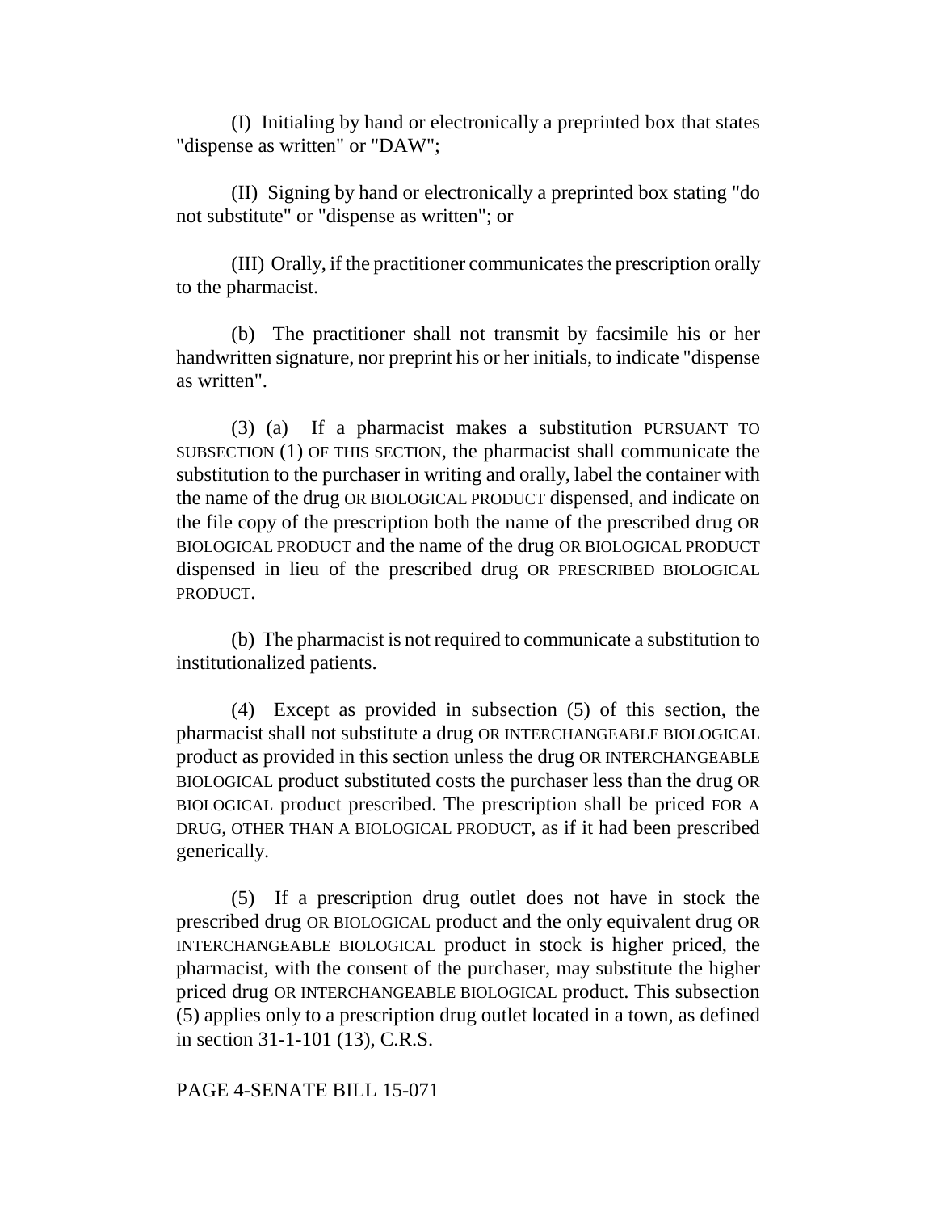(I) Initialing by hand or electronically a preprinted box that states "dispense as written" or "DAW";

(II) Signing by hand or electronically a preprinted box stating "do not substitute" or "dispense as written"; or

(III) Orally, if the practitioner communicates the prescription orally to the pharmacist.

(b) The practitioner shall not transmit by facsimile his or her handwritten signature, nor preprint his or her initials, to indicate "dispense as written".

(3) (a) If a pharmacist makes a substitution PURSUANT TO SUBSECTION (1) OF THIS SECTION, the pharmacist shall communicate the substitution to the purchaser in writing and orally, label the container with the name of the drug OR BIOLOGICAL PRODUCT dispensed, and indicate on the file copy of the prescription both the name of the prescribed drug OR BIOLOGICAL PRODUCT and the name of the drug OR BIOLOGICAL PRODUCT dispensed in lieu of the prescribed drug OR PRESCRIBED BIOLOGICAL PRODUCT.

(b) The pharmacist is not required to communicate a substitution to institutionalized patients.

(4) Except as provided in subsection (5) of this section, the pharmacist shall not substitute a drug OR INTERCHANGEABLE BIOLOGICAL product as provided in this section unless the drug OR INTERCHANGEABLE BIOLOGICAL product substituted costs the purchaser less than the drug OR BIOLOGICAL product prescribed. The prescription shall be priced FOR A DRUG, OTHER THAN A BIOLOGICAL PRODUCT, as if it had been prescribed generically.

(5) If a prescription drug outlet does not have in stock the prescribed drug OR BIOLOGICAL product and the only equivalent drug OR INTERCHANGEABLE BIOLOGICAL product in stock is higher priced, the pharmacist, with the consent of the purchaser, may substitute the higher priced drug OR INTERCHANGEABLE BIOLOGICAL product. This subsection (5) applies only to a prescription drug outlet located in a town, as defined in section 31-1-101 (13), C.R.S.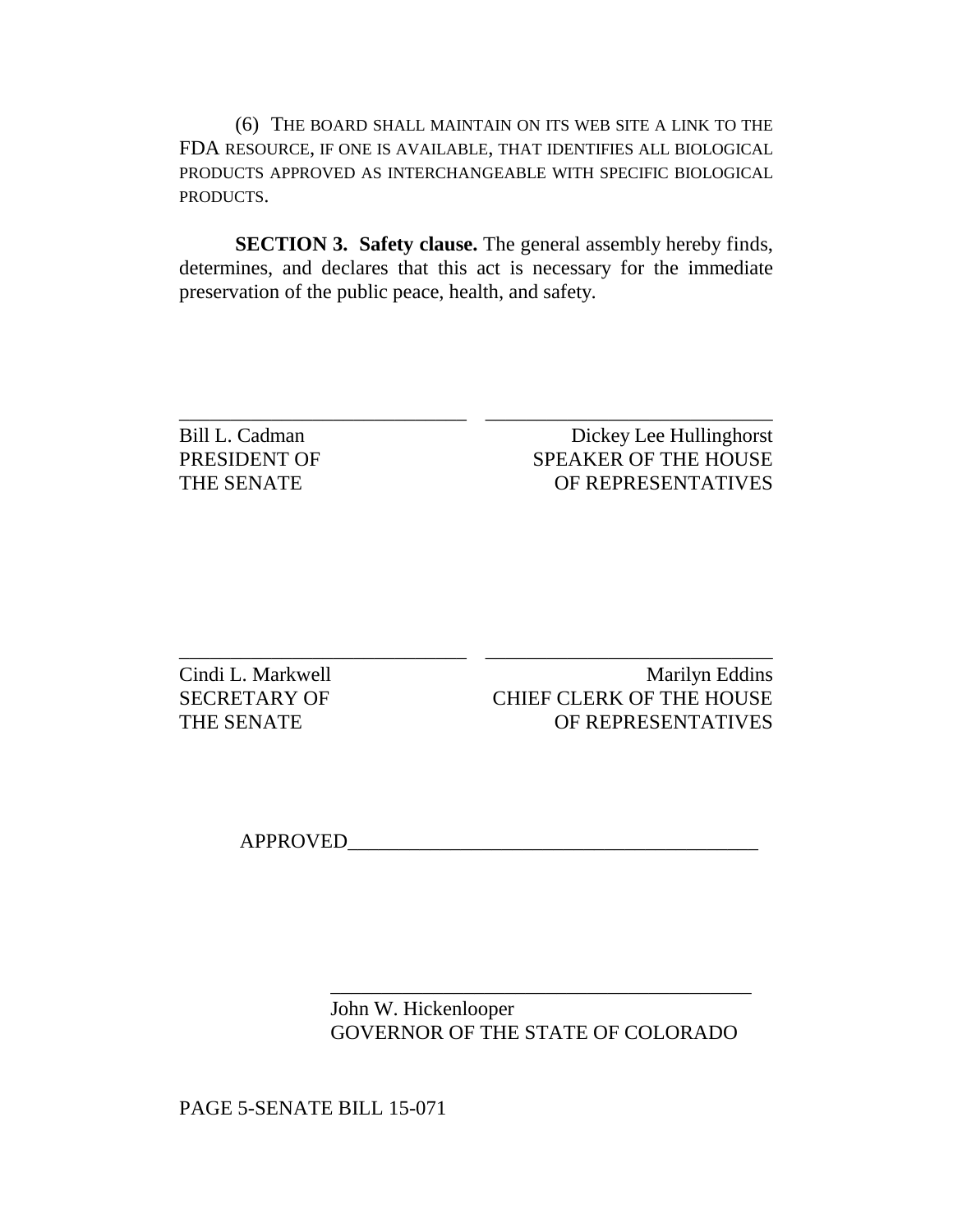(6) THE BOARD SHALL MAINTAIN ON ITS WEB SITE A LINK TO THE FDA RESOURCE, IF ONE IS AVAILABLE, THAT IDENTIFIES ALL BIOLOGICAL PRODUCTS APPROVED AS INTERCHANGEABLE WITH SPECIFIC BIOLOGICAL PRODUCTS.

**SECTION 3. Safety clause.** The general assembly hereby finds, determines, and declares that this act is necessary for the immediate preservation of the public peace, health, and safety.

____________________________ ____________________________
Bill L. Cadman
PRESIDENT OF
THE SENATE

Dickey Lee Hullinghorst
SPEAKER OF THE HOUSE
OF REPRESENTATIVES

____________________________ ____________________________
Cindi L. Markwell
SECRETARY OF
THE SENATE

Marilyn Eddins
CHIEF CLERK OF THE HOUSE
OF REPRESENTATIVES

APPROVED________________________________________

_________________________________________
John W. Hickenlooper
GOVERNOR OF THE STATE OF COLORADO

PAGE 5-SENATE BILL 15-071